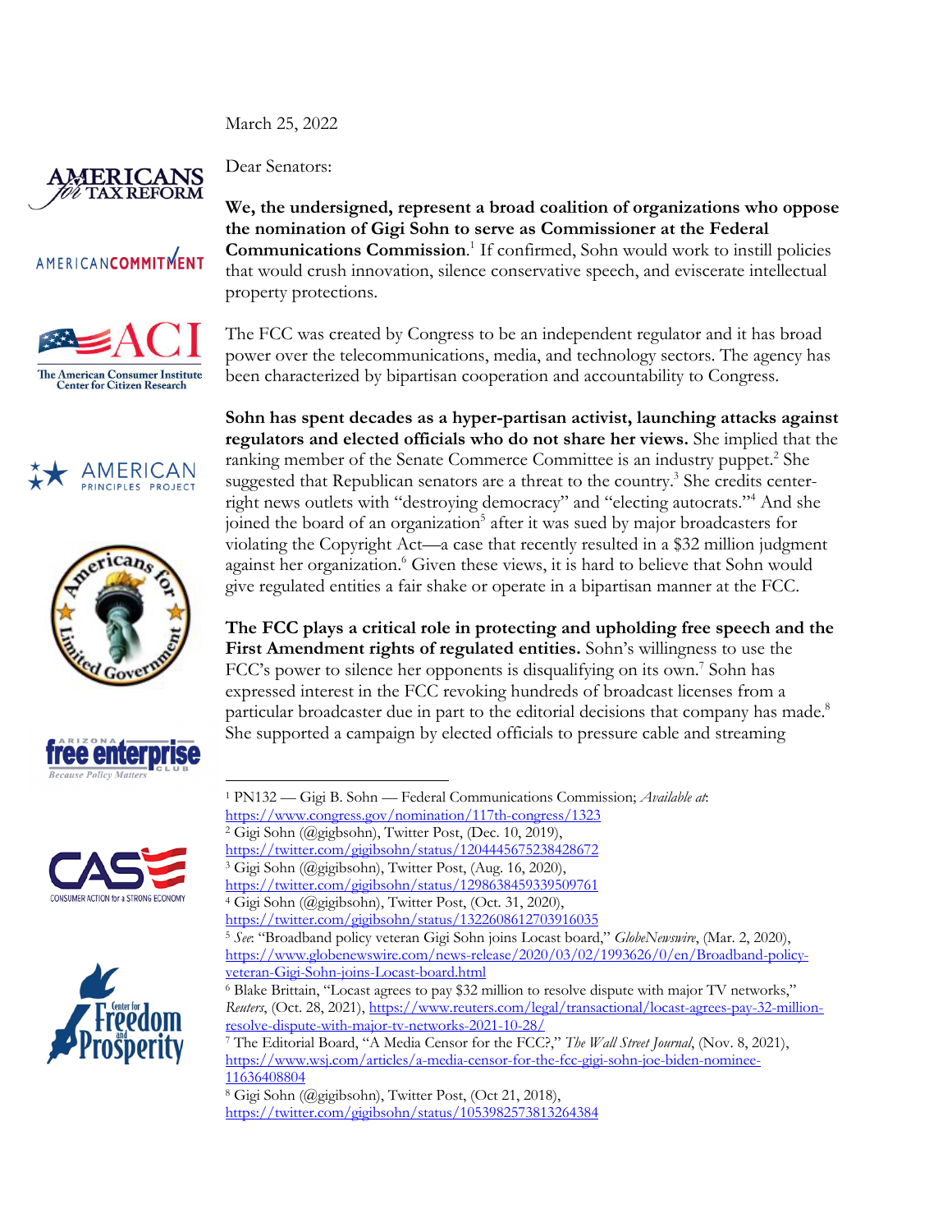AMERICANS for TAX REFORM

AMERICAN COMMITMENT

ACI The American Consumer Institute Center for Citizen Research

AMERICAN PRINCIPLES PROJECT

Americans for Limited Government

ARIZONA free enterprise CLUB Because Policy Matters

CASE CONSUMER ACTION for a STRONG ECONOMY

Center for Freedom and Prosperity

March 25, 2022

Dear Senators:

**We, the undersigned, represent a broad coalition of organizations who oppose the nomination of Gigi Sohn to serve as Commissioner at the Federal Communications Commission**.[1] If confirmed, Sohn would work to instill policies that would crush innovation, silence conservative speech, and eviscerate intellectual property protections.

The FCC was created by Congress to be an independent regulator and it has broad power over the telecommunications, media, and technology sectors. The agency has been characterized by bipartisan cooperation and accountability to Congress.

**Sohn has spent decades as a hyper-partisan activist, launching attacks against regulators and elected officials who do not share her views.** She implied that the ranking member of the Senate Commerce Committee is an industry puppet.[2] She suggested that Republican senators are a threat to the country.[3] She credits center-right news outlets with "destroying democracy" and "electing autocrats."[4] And she joined the board of an organization[5] after it was sued by major broadcasters for violating the Copyright Act—a case that recently resulted in a $32 million judgment against her organization.[6] Given these views, it is hard to believe that Sohn would give regulated entities a fair shake or operate in a bipartisan manner at the FCC.

**The FCC plays a critical role in protecting and upholding free speech and the First Amendment rights of regulated entities.** Sohn's willingness to use the FCC's power to silence her opponents is disqualifying on its own.[7] Sohn has expressed interest in the FCC revoking hundreds of broadcast licenses from a particular broadcaster due in part to the editorial decisions that company has made.[8] She supported a campaign by elected officials to pressure cable and streaming

---

[1] PN132 — Gigi B. Sohn — Federal Communications Commission; *Available at*: https://www.congress.gov/nomination/117th-congress/1323

[2] Gigi Sohn (@gigbsohn), Twitter Post, (Dec. 10, 2019), https://twitter.com/gigibsohn/status/1204445675238428672

[3] Gigi Sohn (@gigibsohn), Twitter Post, (Aug. 16, 2020), https://twitter.com/gigibsohn/status/1298638459339509761

[4] Gigi Sohn (@gigibsohn), Twitter Post, (Oct. 31, 2020), https://twitter.com/gigibsohn/status/1322608612703916035

[5] *See*: "Broadband policy veteran Gigi Sohn joins Locast board," *GlobeNewswire*, (Mar. 2, 2020), https://www.globenewswire.com/news-release/2020/03/02/1993626/0/en/Broadband-policy-veteran-Gigi-Sohn-joins-Locast-board.html

[6] Blake Brittain, "Locast agrees to pay $32 million to resolve dispute with major TV networks," *Reuters*, (Oct. 28, 2021), https://www.reuters.com/legal/transactional/locast-agrees-pay-32-million-resolve-dispute-with-major-tv-networks-2021-10-28/

[7] The Editorial Board, "A Media Censor for the FCC?," *The Wall Street Journal*, (Nov. 8, 2021), https://www.wsj.com/articles/a-media-censor-for-the-fcc-gigi-sohn-joe-biden-nominee-11636408804

[8] Gigi Sohn (@gigibsohn), Twitter Post, (Oct 21, 2018), https://twitter.com/gigibsohn/status/1053982573813264384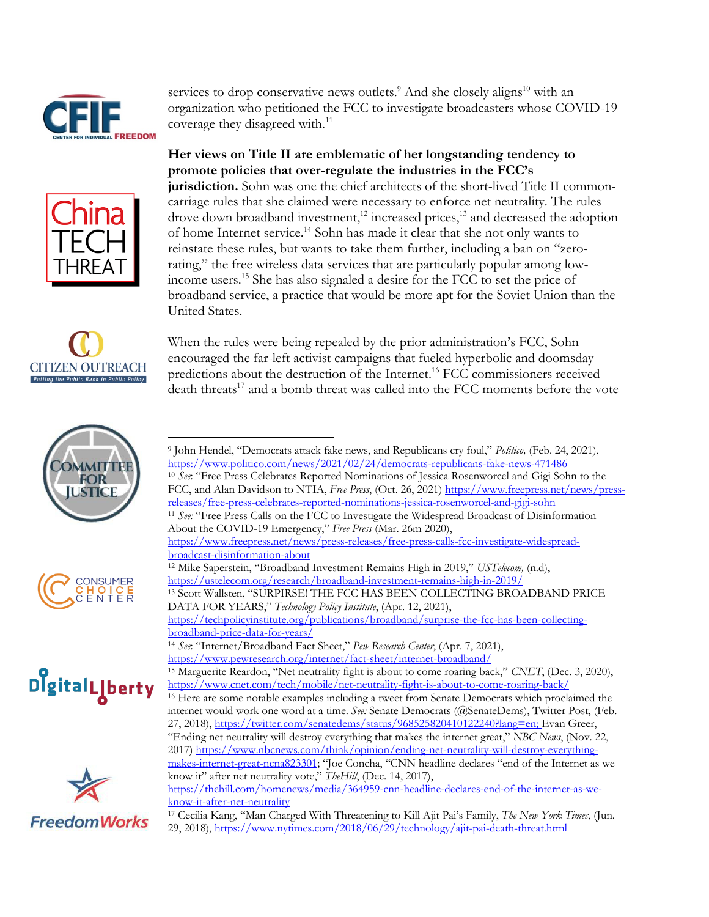services to drop conservative news outlets.[9] And she closely aligns[10] with an organization who petitioned the FCC to investigate broadcasters whose COVID-19 coverage they disagreed with.[11]

**Her views on Title II are emblematic of her longstanding tendency to promote policies that over-regulate the industries in the FCC's jurisdiction.** Sohn was one the chief architects of the short-lived Title II common-carriage rules that she claimed were necessary to enforce net neutrality. The rules drove down broadband investment,[12] increased prices,[13] and decreased the adoption of home Internet service.[14] Sohn has made it clear that she not only wants to reinstate these rules, but wants to take them further, including a ban on "zero-rating," the free wireless data services that are particularly popular among low-income users.[15] She has also signaled a desire for the FCC to set the price of broadband service, a practice that would be more apt for the Soviet Union than the United States.

When the rules were being repealed by the prior administration's FCC, Sohn encouraged the far-left activist campaigns that fueled hyperbolic and doomsday predictions about the destruction of the Internet.[16] FCC commissioners received death threats[17] and a bomb threat was called into the FCC moments before the vote

---

[9] John Hendel, "Democrats attack fake news, and Republicans cry foul," *Politico,* (Feb. 24, 2021), https://www.politico.com/news/2021/02/24/democrats-republicans-fake-news-471486

[10] *See*: "Free Press Celebrates Reported Nominations of Jessica Rosenworcel and Gigi Sohn to the FCC, and Alan Davidson to NTIA, *Free Press*, (Oct. 26, 2021) https://www.freepress.net/news/press-releases/free-press-celebrates-reported-nominations-jessica-rosenworcel-and-gigi-sohn

[11] *See:* "Free Press Calls on the FCC to Investigate the Widespread Broadcast of Disinformation About the COVID-19 Emergency," *Free Press* (Mar. 26m 2020), https://www.freepress.net/news/press-releases/free-press-calls-fcc-investigate-widespread-broadcast-disinformation-about

[12] Mike Saperstein, "Broadband Investment Remains High in 2019," *USTelecom,* (n.d), https://ustelecom.org/research/broadband-investment-remains-high-in-2019/

[13] Scott Wallsten, "SURPRISE! THE FCC HAS BEEN COLLECTING BROADBAND PRICE DATA FOR YEARS," *Technology Policy Institute*, (Apr. 12, 2021), https://techpolicyinstitute.org/publications/broadband/surprise-the-fcc-has-been-collecting-broadband-price-data-for-years/

[14] *See*: "Internet/Broadband Fact Sheet," *Pew Research Center*, (Apr. 7, 2021), https://www.pewresearch.org/internet/fact-sheet/internet-broadband/

[15] Marguerite Reardon, "Net neutrality fight is about to come roaring back," *CNET*, (Dec. 3, 2020), https://www.cnet.com/tech/mobile/net-neutrality-fight-is-about-to-come-roaring-back/

[16] Here are some notable examples including a tweet from Senate Democrats which proclaimed the internet would work one word at a time. *See:* Senate Democrats (@SenateDems), Twitter Post, (Feb. 27, 2018), https://twitter.com/senatedems/status/968525820410122240?lang=en; Evan Greer, "Ending net neutrality will destroy everything that makes the internet great," *NBC News*, (Nov. 22, 2017) https://www.nbcnews.com/think/opinion/ending-net-neutrality-will-destroy-everything-makes-internet-great-ncna823301; "Joe Concha, "CNN headline declares "end of the Internet as we know it" after net neutrality vote," *TheHill*, (Dec. 14, 2017), https://thehill.com/homenews/media/364959-cnn-headline-declares-end-of-the-internet-as-we-know-it-after-net-neutrality

[17] Cecilia Kang, "Man Charged With Threatening to Kill Ajit Pai's Family, *The New York Times*, (Jun. 29, 2018), https://www.nytimes.com/2018/06/29/technology/ajit-pai-death-threat.html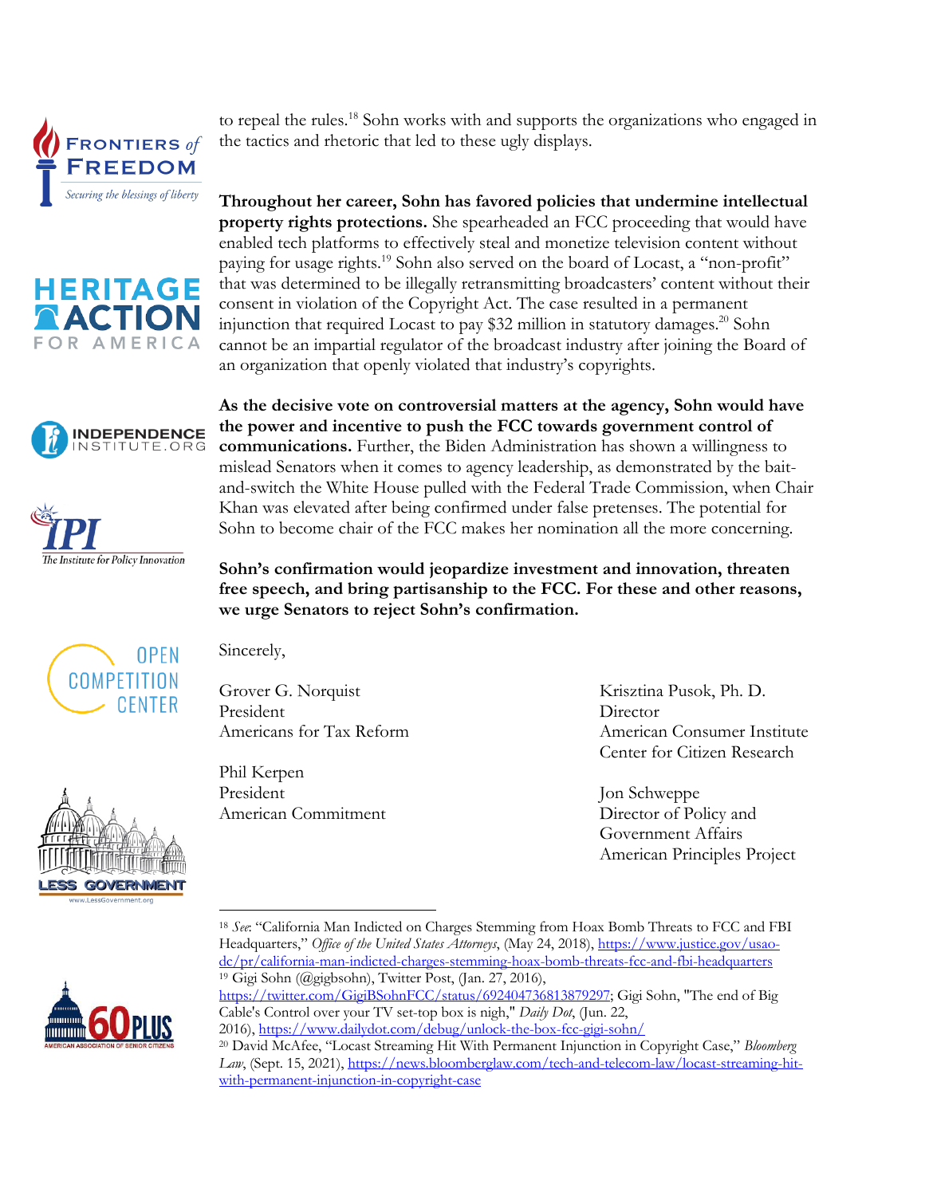to repeal the rules.[18] Sohn works with and supports the organizations who engaged in the tactics and rhetoric that led to these ugly displays.

**Throughout her career, Sohn has favored policies that undermine intellectual property rights protections.** She spearheaded an FCC proceeding that would have enabled tech platforms to effectively steal and monetize television content without paying for usage rights.[19] Sohn also served on the board of Locast, a "non-profit" that was determined to be illegally retransmitting broadcasters' content without their consent in violation of the Copyright Act. The case resulted in a permanent injunction that required Locast to pay $32 million in statutory damages.[20] Sohn cannot be an impartial regulator of the broadcast industry after joining the Board of an organization that openly violated that industry's copyrights.

**As the decisive vote on controversial matters at the agency, Sohn would have the power and incentive to push the FCC towards government control of communications.** Further, the Biden Administration has shown a willingness to mislead Senators when it comes to agency leadership, as demonstrated by the bait-and-switch the White House pulled with the Federal Trade Commission, when Chair Khan was elevated after being confirmed under false pretenses. The potential for Sohn to become chair of the FCC makes her nomination all the more concerning.

**Sohn's confirmation would jeopardize investment and innovation, threaten free speech, and bring partisanship to the FCC. For these and other reasons, we urge Senators to reject Sohn's confirmation.**

Sincerely,

Grover G. Norquist
President
Americans for Tax Reform

Krisztina Pusok, Ph. D.
Director
American Consumer Institute Center for Citizen Research

Phil Kerpen
President
American Commitment

Jon Schweppe
Director of Policy and Government Affairs
American Principles Project

---

[18] *See*: "California Man Indicted on Charges Stemming from Hoax Bomb Threats to FCC and FBI Headquarters," *Office of the United States Attorneys*, (May 24, 2018), https://www.justice.gov/usao-dc/pr/california-man-indicted-charges-stemming-hoax-bomb-threats-fcc-and-fbi-headquarters

[19] Gigi Sohn (@gigbsohn), Twitter Post, (Jan. 27, 2016), https://twitter.com/GigiBSohnFCC/status/692404736813879297; Gigi Sohn, "The end of Big Cable's Control over your TV set-top box is nigh," *Daily Dot*, (Jun. 22, 2016), https://www.dailydot.com/debug/unlock-the-box-fcc-gigi-sohn/

[20] David McAfee, "Locast Streaming Hit With Permanent Injunction in Copyright Case," *Bloomberg Law*, (Sept. 15, 2021), https://news.bloomberglaw.com/tech-and-telecom-law/locast-streaming-hit-with-permanent-injunction-in-copyright-case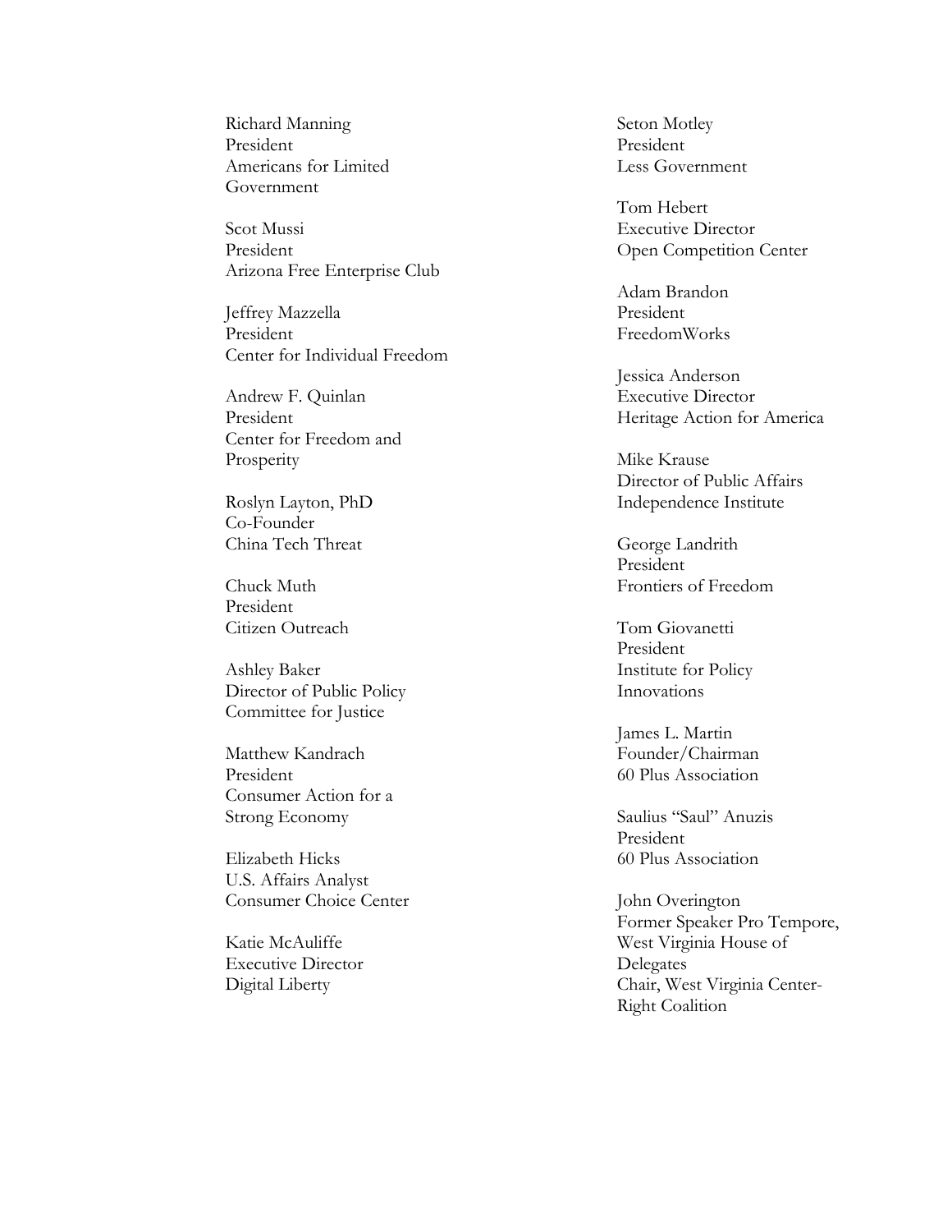Richard Manning
President
Americans for Limited Government

Scot Mussi
President
Arizona Free Enterprise Club

Jeffrey Mazzella
President
Center for Individual Freedom

Andrew F. Quinlan
President
Center for Freedom and Prosperity

Roslyn Layton, PhD
Co-Founder
China Tech Threat

Chuck Muth
President
Citizen Outreach

Ashley Baker
Director of Public Policy
Committee for Justice

Matthew Kandrach
President
Consumer Action for a Strong Economy

Elizabeth Hicks
U.S. Affairs Analyst
Consumer Choice Center

Katie McAuliffe
Executive Director
Digital Liberty

Seton Motley
President
Less Government

Tom Hebert
Executive Director
Open Competition Center

Adam Brandon
President
FreedomWorks

Jessica Anderson
Executive Director
Heritage Action for America

Mike Krause
Director of Public Affairs
Independence Institute

George Landrith
President
Frontiers of Freedom

Tom Giovanetti
President
Institute for Policy Innovations

James L. Martin
Founder/Chairman
60 Plus Association

Saulius "Saul" Anuzis
President
60 Plus Association

John Overington
Former Speaker Pro Tempore, West Virginia House of Delegates
Chair, West Virginia Center-Right Coalition